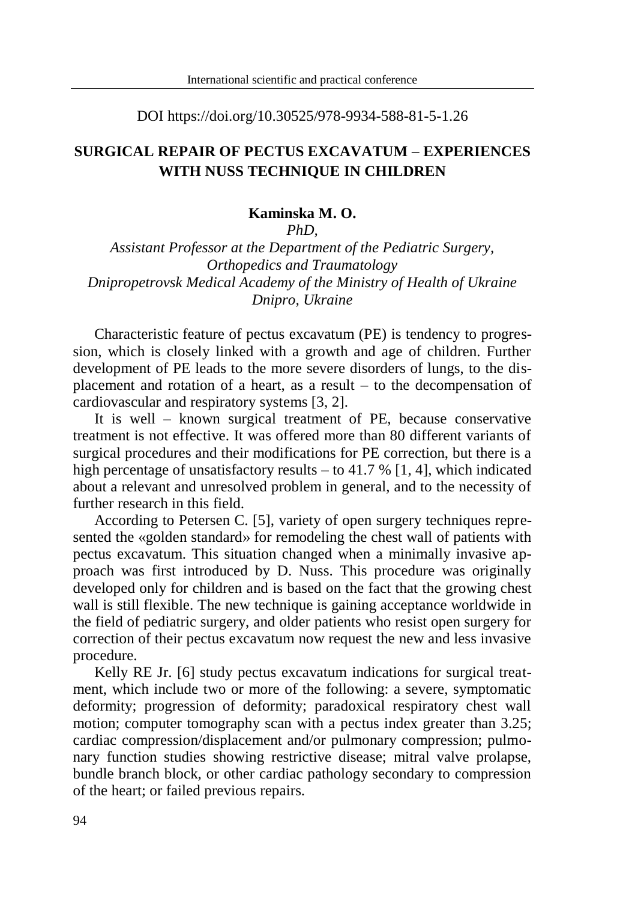DOI https://doi.org/10.30525/978-9934-588-81-5-1.26

# SURGICAL REPAIR OF PECTUS EXCAVATUM – EXPERIENCES WITH NUSS TECHNIQUE IN CHILDREN

**Kaminska M. O.**

*PhD,*
*Assistant Professor at the Department of the Pediatric Surgery, Orthopedics and Traumatology*
*Dnipropetrovsk Medical Academy of the Ministry of Health of Ukraine*
*Dnipro, Ukraine*

Characteristic feature of pectus excavatum (PE) is tendency to progression, which is closely linked with a growth and age of children. Further development of PE leads to the more severe disorders of lungs, to the displacement and rotation of a heart, as a result – to the decompensation of cardiovascular and respiratory systems [3, 2].

It is well – known surgical treatment of PE, because conservative treatment is not effective. It was offered more than 80 different variants of surgical procedures and their modifications for PE correction, but there is a high percentage of unsatisfactory results – to 41.7 % [1, 4], which indicated about a relevant and unresolved problem in general, and to the necessity of further research in this field.

According to Petersen C. [5], variety of open surgery techniques represented the «golden standard» for remodeling the chest wall of patients with pectus excavatum. This situation changed when a minimally invasive approach was first introduced by D. Nuss. This procedure was originally developed only for children and is based on the fact that the growing chest wall is still flexible. The new technique is gaining acceptance worldwide in the field of pediatric surgery, and older patients who resist open surgery for correction of their pectus excavatum now request the new and less invasive procedure.

Kelly RE Jr. [6] study pectus excavatum indications for surgical treatment, which include two or more of the following: a severe, symptomatic deformity; progression of deformity; paradoxical respiratory chest wall motion; computer tomography scan with a pectus index greater than 3.25; cardiac compression/displacement and/or pulmonary compression; pulmonary function studies showing restrictive disease; mitral valve prolapse, bundle branch block, or other cardiac pathology secondary to compression of the heart; or failed previous repairs.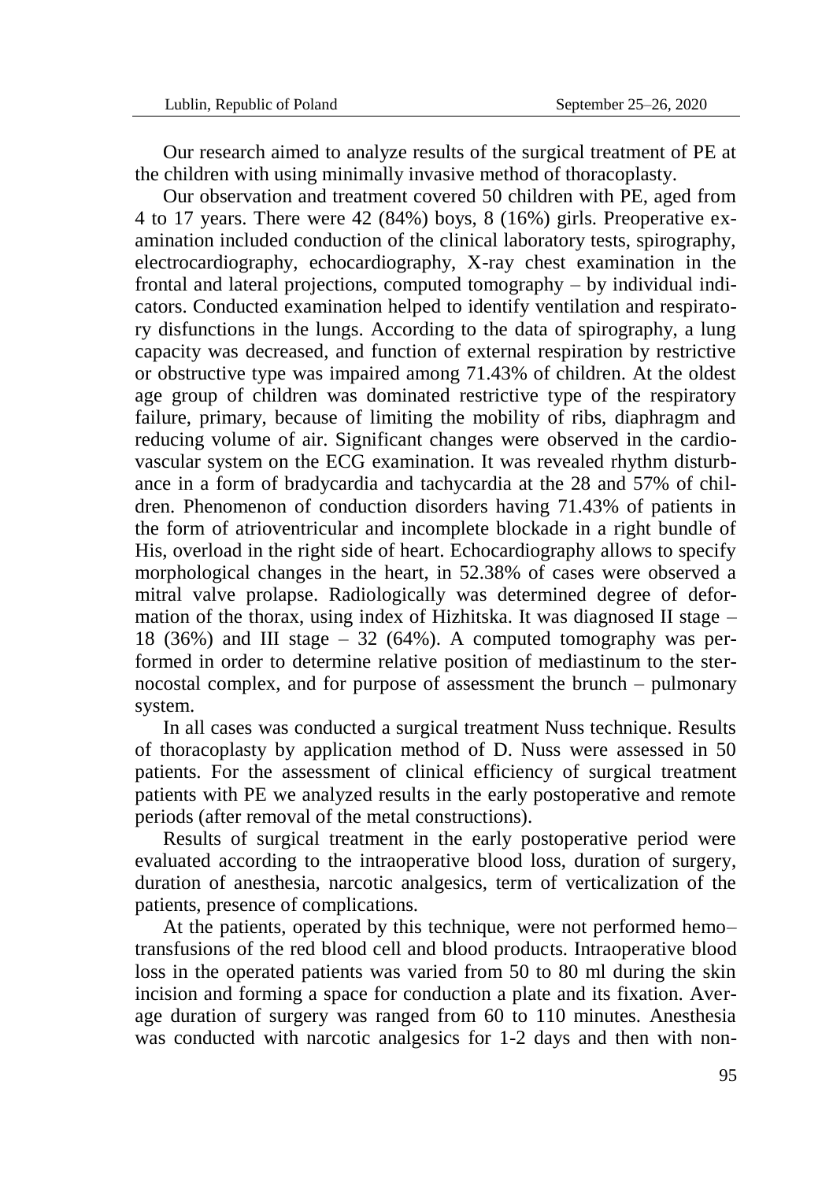Our research aimed to analyze results of the surgical treatment of PE at the children with using minimally invasive method of thoracoplasty.

Our observation and treatment covered 50 children with PE, aged from 4 to 17 years. There were 42 (84%) boys, 8 (16%) girls. Preoperative examination included conduction of the clinical laboratory tests, spirography, electrocardiography, echocardiography, X-ray chest examination in the frontal and lateral projections, computed tomography – by individual indicators. Conducted examination helped to identify ventilation and respiratory disfunctions in the lungs. According to the data of spirography, a lung capacity was decreased, and function of external respiration by restrictive or obstructive type was impaired among 71.43% of children. At the oldest age group of children was dominated restrictive type of the respiratory failure, primary, because of limiting the mobility of ribs, diaphragm and reducing volume of air. Significant changes were observed in the cardiovascular system on the ECG examination. It was revealed rhythm disturbance in a form of bradycardia and tachycardia at the 28 and 57% of children. Phenomenon of conduction disorders having 71.43% of patients in the form of atrioventricular and incomplete blockade in a right bundle of His, overload in the right side of heart. Echocardiography allows to specify morphological changes in the heart, in 52.38% of cases were observed a mitral valve prolapse. Radiologically was determined degree of deformation of the thorax, using index of Hizhitska. It was diagnosed II stage – 18 (36%) and III stage – 32 (64%). A computed tomography was performed in order to determine relative position of mediastinum to the sternocostal complex, and for purpose of assessment the brunch – pulmonary system.

In all cases was conducted a surgical treatment Nuss technique. Results of thoracoplasty by application method of D. Nuss were assessed in 50 patients. For the assessment of clinical efficiency of surgical treatment patients with PE we analyzed results in the early postoperative and remote periods (after removal of the metal constructions).

Results of surgical treatment in the early postoperative period were evaluated according to the intraoperative blood loss, duration of surgery, duration of anesthesia, narcotic analgesics, term of verticalization of the patients, presence of complications.

At the patients, operated by this technique, were not performed hemo–transfusions of the red blood cell and blood products. Intraoperative blood loss in the operated patients was varied from 50 to 80 ml during the skin incision and forming a space for conduction a plate and its fixation. Average duration of surgery was ranged from 60 to 110 minutes. Anesthesia was conducted with narcotic analgesics for 1-2 days and then with non-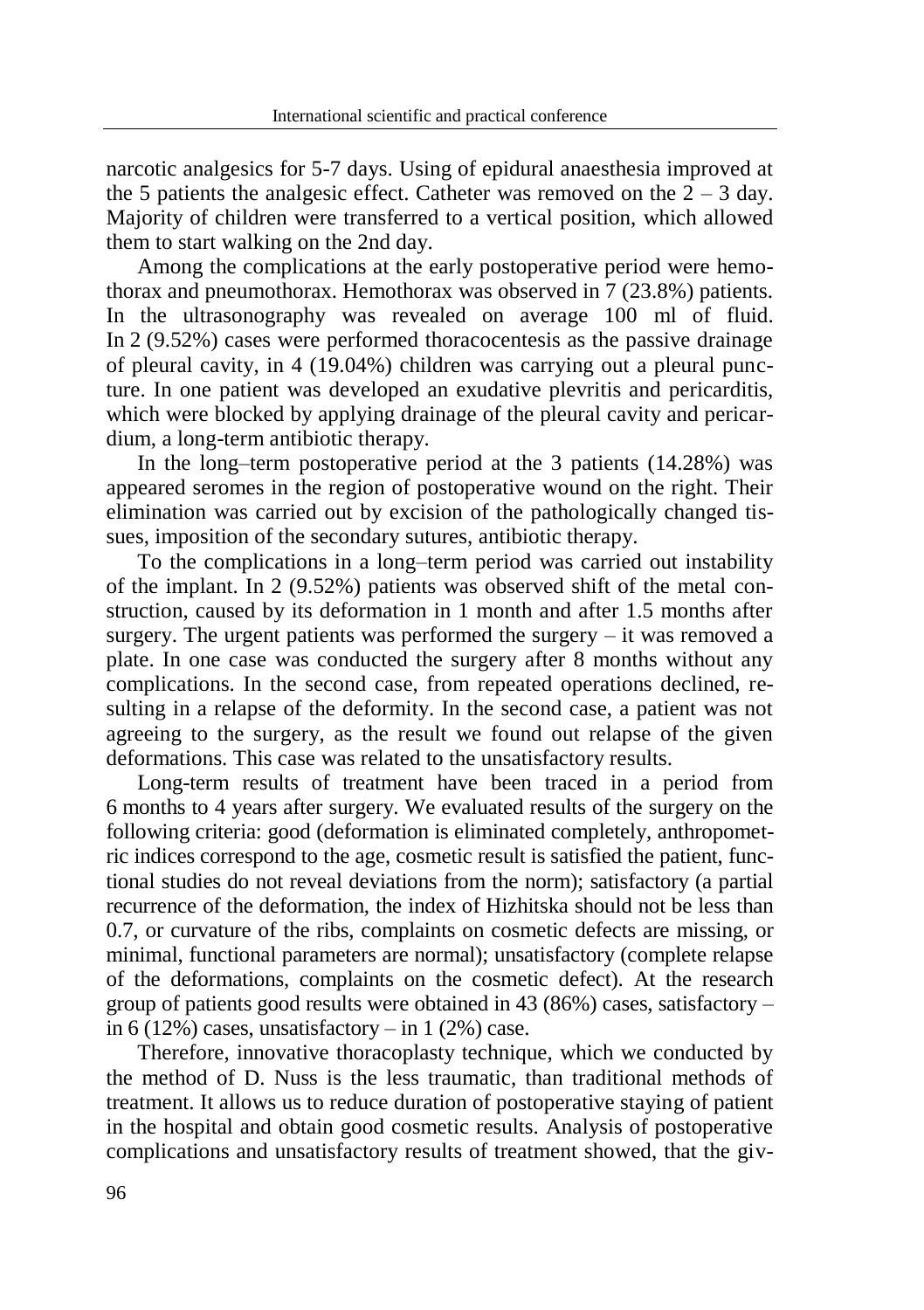narcotic analgesics for 5-7 days. Using of epidural anaesthesia improved at the 5 patients the analgesic effect. Catheter was removed on the 2 – 3 day. Majority of children were transferred to a vertical position, which allowed them to start walking on the 2nd day.

Among the complications at the early postoperative period were hemothorax and pneumothorax. Hemothorax was observed in 7 (23.8%) patients. In the ultrasonography was revealed on average 100 ml of fluid. In 2 (9.52%) cases were performed thoracocentesis as the passive drainage of pleural cavity, in 4 (19.04%) children was carrying out a pleural puncture. In one patient was developed an exudative plevritis and pericarditis, which were blocked by applying drainage of the pleural cavity and pericardium, a long-term antibiotic therapy.

In the long–term postoperative period at the 3 patients (14.28%) was appeared seromes in the region of postoperative wound on the right. Their elimination was carried out by excision of the pathologically changed tissues, imposition of the secondary sutures, antibiotic therapy.

To the complications in a long–term period was carried out instability of the implant. In 2 (9.52%) patients was observed shift of the metal construction, caused by its deformation in 1 month and after 1.5 months after surgery. The urgent patients was performed the surgery – it was removed a plate. In one case was conducted the surgery after 8 months without any complications. In the second case, from repeated operations declined, resulting in a relapse of the deformity. In the second case, a patient was not agreeing to the surgery, as the result we found out relapse of the given deformations. This case was related to the unsatisfactory results.

Long-term results of treatment have been traced in a period from 6 months to 4 years after surgery. We evaluated results of the surgery on the following criteria: good (deformation is eliminated completely, anthropometric indices correspond to the age, cosmetic result is satisfied the patient, functional studies do not reveal deviations from the norm); satisfactory (a partial recurrence of the deformation, the index of Hizhitska should not be less than 0.7, or curvature of the ribs, complaints on cosmetic defects are missing, or minimal, functional parameters are normal); unsatisfactory (complete relapse of the deformations, complaints on the cosmetic defect). At the research group of patients good results were obtained in 43 (86%) cases, satisfactory – in 6 (12%) cases, unsatisfactory – in 1 (2%) case.

Therefore, innovative thoracoplasty technique, which we conducted by the method of D. Nuss is the less traumatic, than traditional methods of treatment. It allows us to reduce duration of postoperative staying of patient in the hospital and obtain good cosmetic results. Analysis of postoperative complications and unsatisfactory results of treatment showed, that the giv-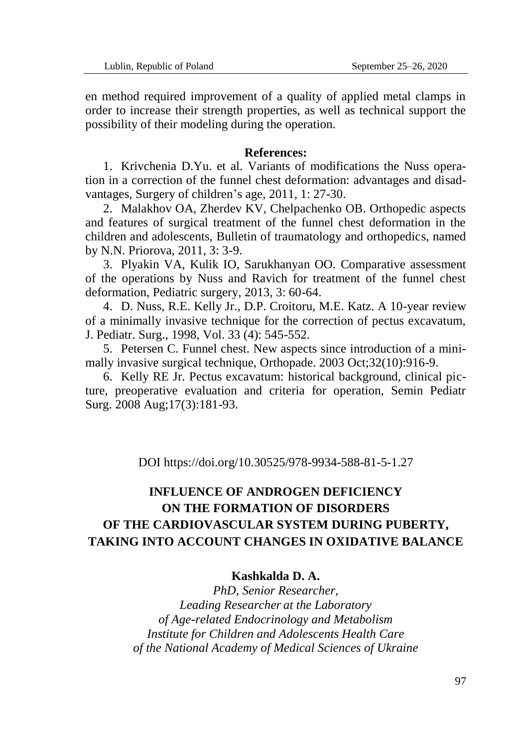en method required improvement of a quality of applied metal clamps in order to increase their strength properties, as well as technical support the possibility of their modeling during the operation.

**References:**

1. Krivchenia D.Yu. et al. Variants of modifications the Nuss operation in a correction of the funnel chest deformation: advantages and disadvantages, Surgery of children's age, 2011, 1: 27-30.
2. Malakhov OA, Zherdev KV, Chelpachenko OB. Orthopedic aspects and features of surgical treatment of the funnel chest deformation in the children and adolescents, Bulletin of traumatology and orthopedics, named by N.N. Priorova, 2011, 3: 3-9.
3. Plyakin VA, Kulik IO, Sarukhanyan OO. Comparative assessment of the operations by Nuss and Ravich for treatment of the funnel chest deformation, Pediatric surgery, 2013, 3: 60-64.
4. D. Nuss, R.E. Kelly Jr., D.P. Croitoru, M.E. Katz. A 10-year review of a minimally invasive technique for the correction of pectus excavatum, J. Pediatr. Surg., 1998, Vol. 33 (4): 545-552.
5. Petersen C. Funnel chest. New aspects since introduction of a minimally invasive surgical technique, Orthopade. 2003 Oct;32(10):916-9.
6. Kelly RE Jr. Pectus excavatum: historical background, clinical picture, preoperative evaluation and criteria for operation, Semin Pediatr Surg. 2008 Aug;17(3):181-93.

DOI https://doi.org/10.30525/978-9934-588-81-5-1.27

## INFLUENCE OF ANDROGEN DEFICIENCY ON THE FORMATION OF DISORDERS OF THE CARDIOVASCULAR SYSTEM DURING PUBERTY, TAKING INTO ACCOUNT CHANGES IN OXIDATIVE BALANCE

**Kashkalda D. A.**

*PhD, Senior Researcher,*
*Leading Researcher at the Laboratory*
*of Age-related Endocrinology and Metabolism*
*Institute for Children and Adolescents Health Care*
*of the National Academy of Medical Sciences of Ukraine*